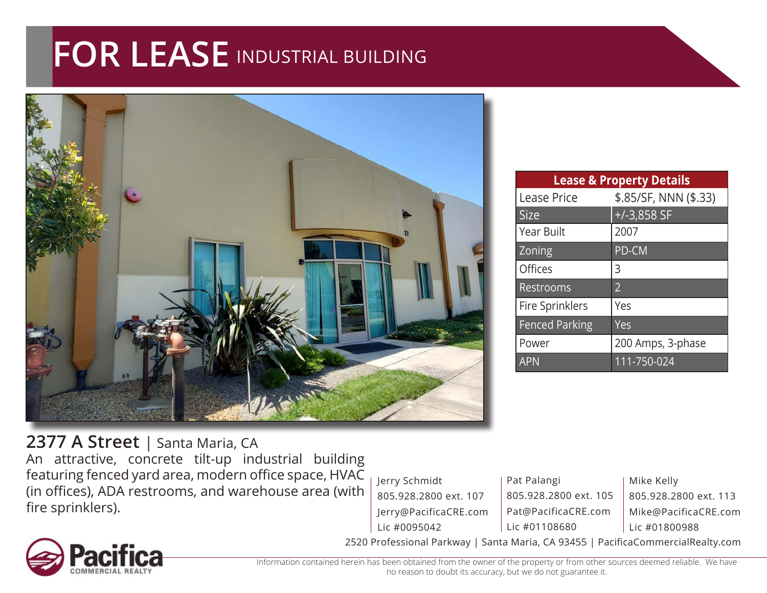# FOR LEASE INDUSTRIAL BUILDING

| Lease & Property Details | |
|---|---|
| Lease Price | $.85/SF, NNN ($.33) |
| Size | +/-3,858 SF |
| Year Built | 2007 |
| Zoning | PD-CM |
| Offices | 3 |
| Restrooms | 2 |
| Fire Sprinklers | Yes |
| Fenced Parking | Yes |
| Power | 200 Amps, 3-phase |
| APN | 111-750-024 |

## 2377 A Street | Santa Maria, CA

An attractive, concrete tilt-up industrial building featuring fenced yard area, modern office space, HVAC (in offices), ADA restrooms, and warehouse area (with fire sprinklers).

Jerry Schmidt
805.928.2800 ext. 107
Jerry@PacificaCRE.com
Lic #0095042

Pat Palangi
805.928.2800 ext. 105
Pat@PacificaCRE.com
Lic #01108680

Mike Kelly
805.928.2800 ext. 113
Mike@PacificaCRE.com
Lic #01800988

2520 Professional Parkway | Santa Maria, CA 93455 | PacificaCommercialRealty.com

Pacifica COMMERCIAL REALTY

Information contained herein has been obtained from the owner of the property or from other sources deemed reliable. We have no reason to doubt its accuracy, but we do not guarantee it.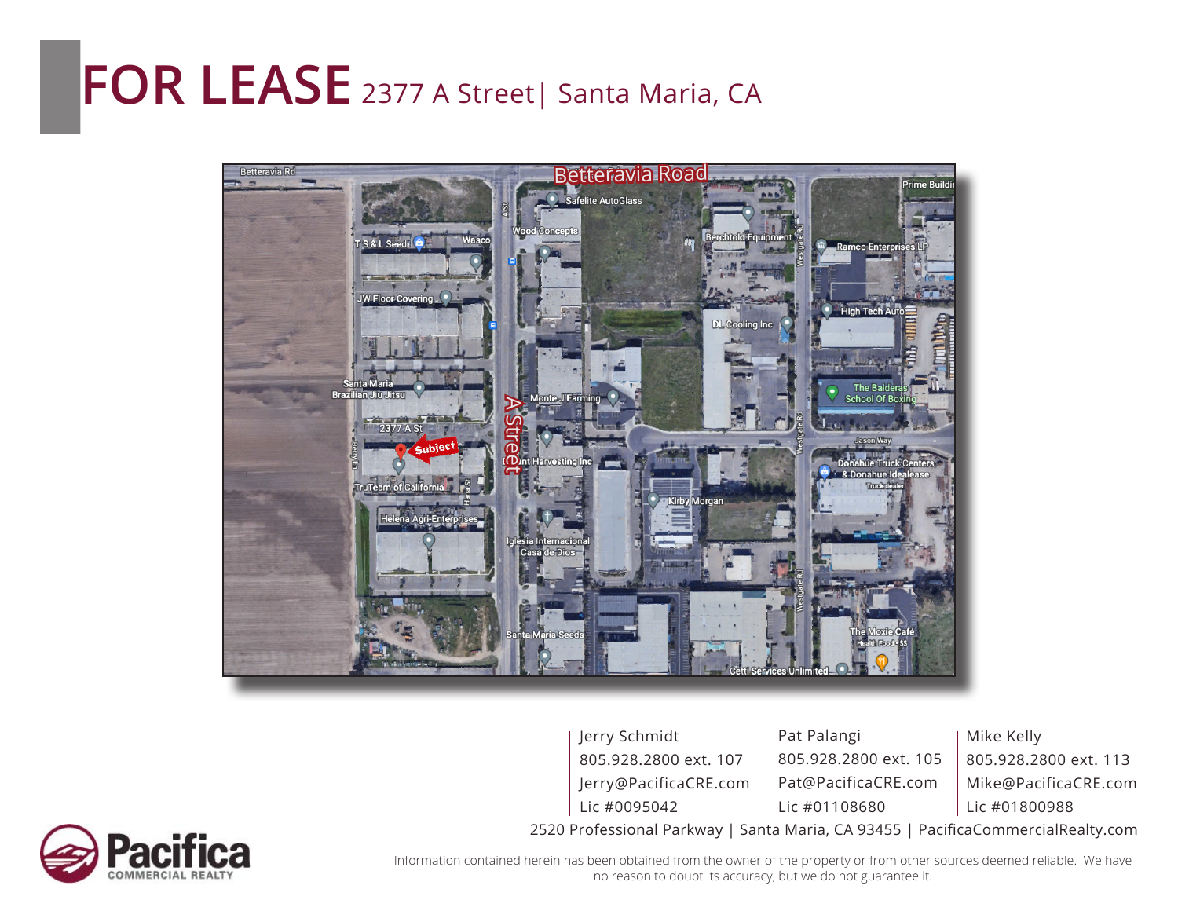# FOR LEASE 2377 A Street| Santa Maria, CA

Betteravia Rd
Betteravia Road
Safelite AutoGlass
Wood Concepts
Berchtold Equipment
Ramco Enterprises LP
Prime Buildi
T S & L Seed
Wasco
JW Floor Covering
High Tech Auto
DL Cooling Inc
Santa Maria Brazilian Jiu Jitsu
Monte J Farming
The Balderas School Of Boxing
2377 A St
Subject
A Street
Jason Way
Donahue Truck Centers & Donahue Idealease
Truck dealer
TruTeam of California
Kirby Morgan
Helena Agri-Enterprises
Iglesia Internacional Casa de Dios
Santa Maria Seeds
The Moxie Café
Health Food · $$
Cetti Services Unlimited
Westgate Rd
Hana St
Gerry Ln

| Jerry Schmidt | Pat Palangi | Mike Kelly |
|---|---|---|
| 805.928.2800 ext. 107 | 805.928.2800 ext. 105 | 805.928.2800 ext. 113 |
| Jerry@PacificaCRE.com | Pat@PacificaCRE.com | Mike@PacificaCRE.com |
| Lic #0095042 | Lic #01108680 | Lic #01800988 |

2520 Professional Parkway | Santa Maria, CA 93455 | PacificaCommercialRealty.com

Pacifica COMMERCIAL REALTY

Information contained herein has been obtained from the owner of the property or from other sources deemed reliable. We have no reason to doubt its accuracy, but we do not guarantee it.